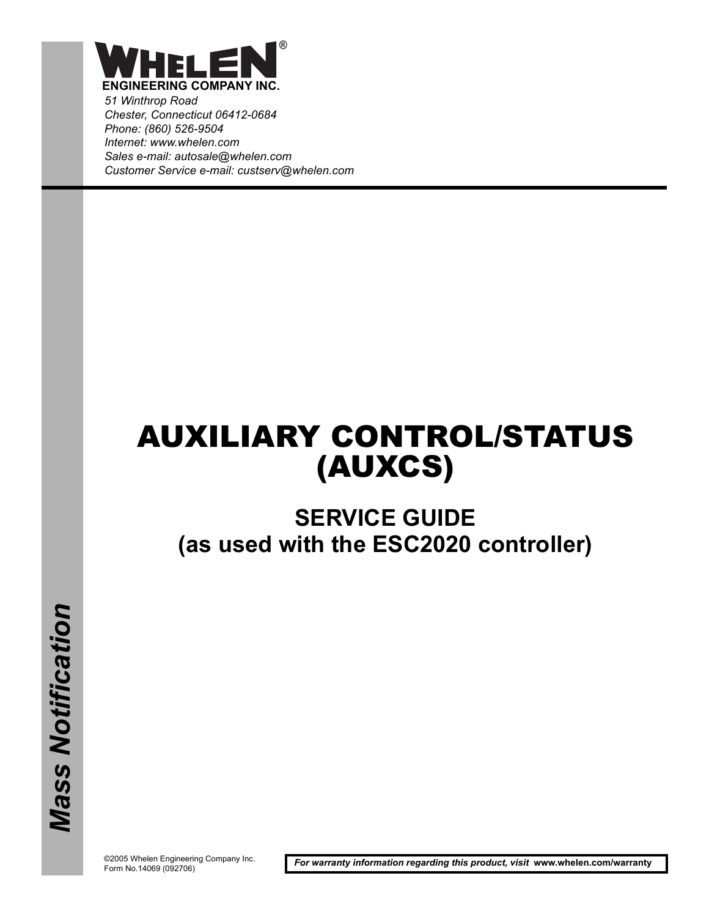**WHELEN®**

**ENGINEERING COMPANY INC.**

*51 Winthrop Road*
*Chester, Connecticut 06412-0684*
*Phone: (860) 526-9504*
*Internet: www.whelen.com*
*Sales e-mail: autosale@whelen.com*
*Customer Service e-mail: custserv@whelen.com*

***Mass Notification***

# AUXILIARY CONTROL/STATUS (AUXCS)

## SERVICE GUIDE (as used with the ESC2020 controller)

©2005 Whelen Engineering Company Inc.
Form No.14069 (092706)

***For warranty information regarding this product, visit*** **www.whelen.com/warranty**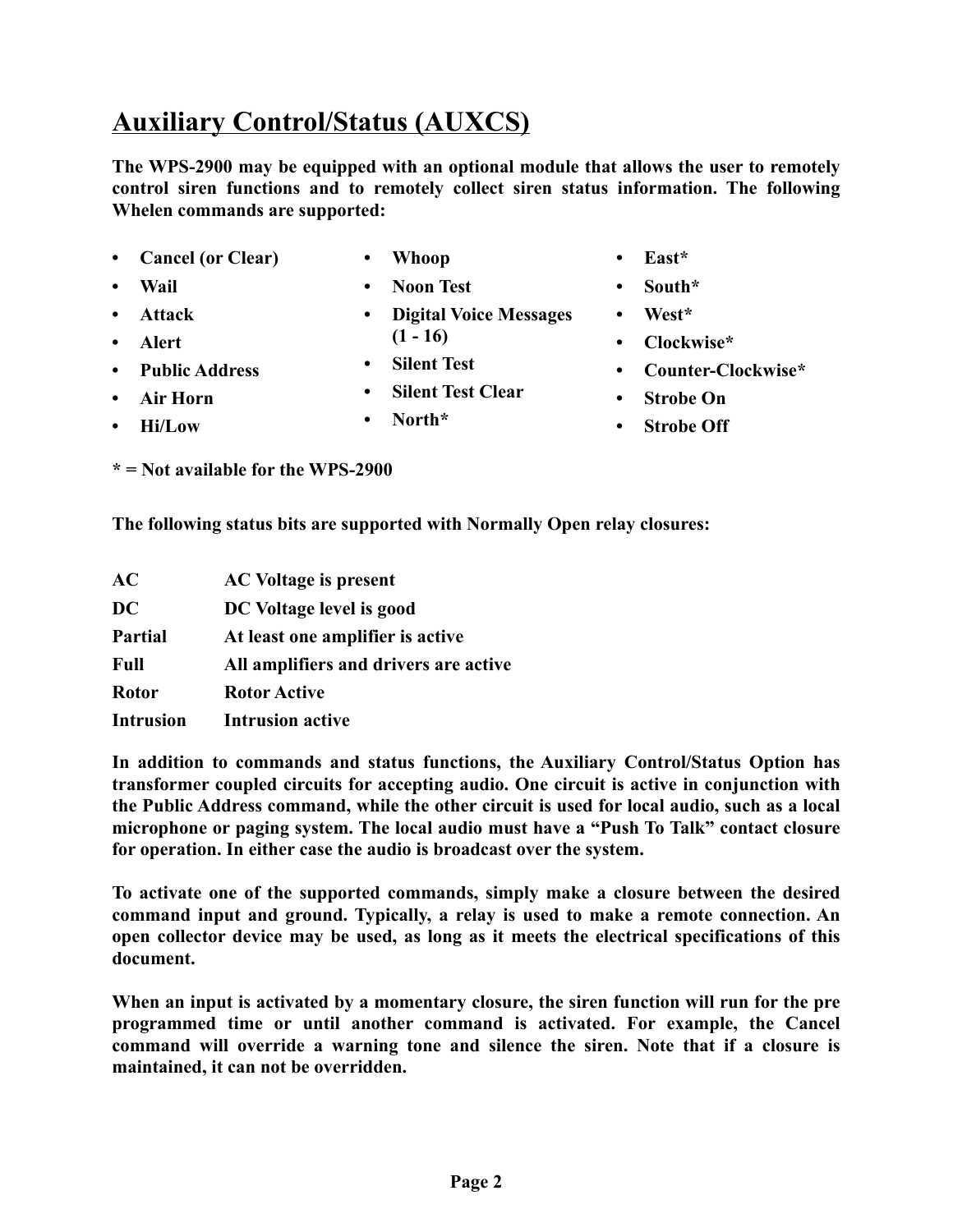# Auxiliary Control/Status (AUXCS)

**The WPS-2900 may be equipped with an optional module that allows the user to remotely control siren functions and to remotely collect siren status information. The following Whelen commands are supported:**

- **Cancel (or Clear)**
- **Wail**
- **Attack**
- **Alert**
- **Public Address**
- **Air Horn**
- **Hi/Low**
- **Whoop**
- **Noon Test**
- **Digital Voice Messages (1 - 16)**
- **Silent Test**
- **Silent Test Clear**
- **North***
- **East***
- **South***
- **West***
- **Clockwise***
- **Counter-Clockwise***
- **Strobe On**
- **Strobe Off**

**\* = Not available for the WPS-2900**

**The following status bits are supported with Normally Open relay closures:**

| | |
|---|---|
| **AC** | **AC Voltage is present** |
| **DC** | **DC Voltage level is good** |
| **Partial** | **At least one amplifier is active** |
| **Full** | **All amplifiers and drivers are active** |
| **Rotor** | **Rotor Active** |
| **Intrusion** | **Intrusion active** |

**In addition to commands and status functions, the Auxiliary Control/Status Option has transformer coupled circuits for accepting audio. One circuit is active in conjunction with the Public Address command, while the other circuit is used for local audio, such as a local microphone or paging system. The local audio must have a "Push To Talk" contact closure for operation. In either case the audio is broadcast over the system.**

**To activate one of the supported commands, simply make a closure between the desired command input and ground. Typically, a relay is used to make a remote connection. An open collector device may be used, as long as it meets the electrical specifications of this document.**

**When an input is activated by a momentary closure, the siren function will run for the pre programmed time or until another command is activated. For example, the Cancel command will override a warning tone and silence the siren. Note that if a closure is maintained, it can not be overridden.**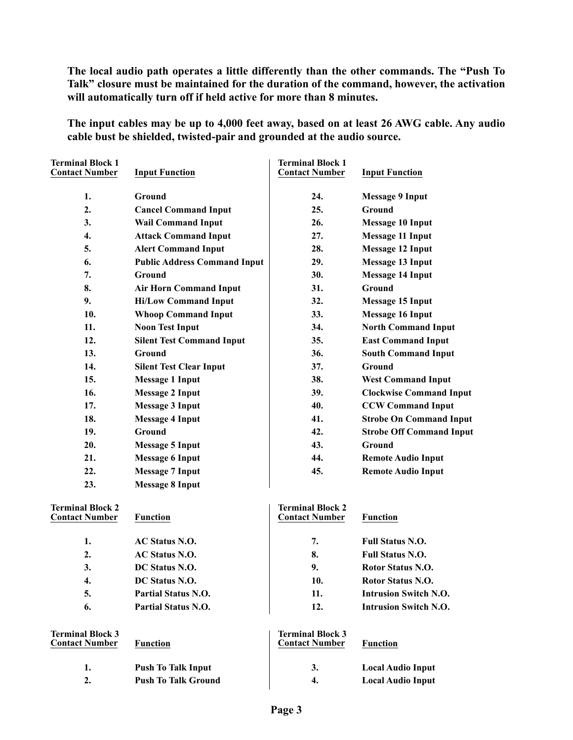**The local audio path operates a little differently than the other commands. The “Push To Talk” closure must be maintained for the duration of the command, however, the activation will automatically turn off if held active for more than 8 minutes.**

**The input cables may be up to 4,000 feet away, based on at least 26 AWG cable. Any audio cable bust be shielded, twisted-pair and grounded at the audio source.**

| Terminal Block 1 Contact Number | Input Function | Terminal Block 1 Contact Number | Input Function |
|---|---|---|---|
| 1. | Ground | 24. | Message 9 Input |
| 2. | Cancel Command Input | 25. | Ground |
| 3. | Wail Command Input | 26. | Message 10 Input |
| 4. | Attack Command Input | 27. | Message 11 Input |
| 5. | Alert Command Input | 28. | Message 12 Input |
| 6. | Public Address Command Input | 29. | Message 13 Input |
| 7. | Ground | 30. | Message 14 Input |
| 8. | Air Horn Command Input | 31. | Ground |
| 9. | Hi/Low Command Input | 32. | Message 15 Input |
| 10. | Whoop Command Input | 33. | Message 16 Input |
| 11. | Noon Test Input | 34. | North Command Input |
| 12. | Silent Test Command Input | 35. | East Command Input |
| 13. | Ground | 36. | South Command Input |
| 14. | Silent Test Clear Input | 37. | Ground |
| 15. | Message 1 Input | 38. | West Command Input |
| 16. | Message 2 Input | 39. | Clockwise Command Input |
| 17. | Message 3 Input | 40. | CCW Command Input |
| 18. | Message 4 Input | 41. | Strobe On Command Input |
| 19. | Ground | 42. | Strobe Off Command Input |
| 20. | Message 5 Input | 43. | Ground |
| 21. | Message 6 Input | 44. | Remote Audio Input |
| 22. | Message 7 Input | 45. | Remote Audio Input |
| 23. | Message 8 Input | | |

| Terminal Block 2 Contact Number | Function | Terminal Block 2 Contact Number | Function |
|---|---|---|---|
| 1. | AC Status N.O. | 7. | Full Status N.O. |
| 2. | AC Status N.O. | 8. | Full Status N.O. |
| 3. | DC Status N.O. | 9. | Rotor Status N.O. |
| 4. | DC Status N.O. | 10. | Rotor Status N.O. |
| 5. | Partial Status N.O. | 11. | Intrusion Switch N.O. |
| 6. | Partial Status N.O. | 12. | Intrusion Switch N.O. |

| Terminal Block 3 Contact Number | Function | Terminal Block 3 Contact Number | Function |
|---|---|---|---|
| 1. | Push To Talk Input | 3. | Local Audio Input |
| 2. | Push To Talk Ground | 4. | Local Audio Input |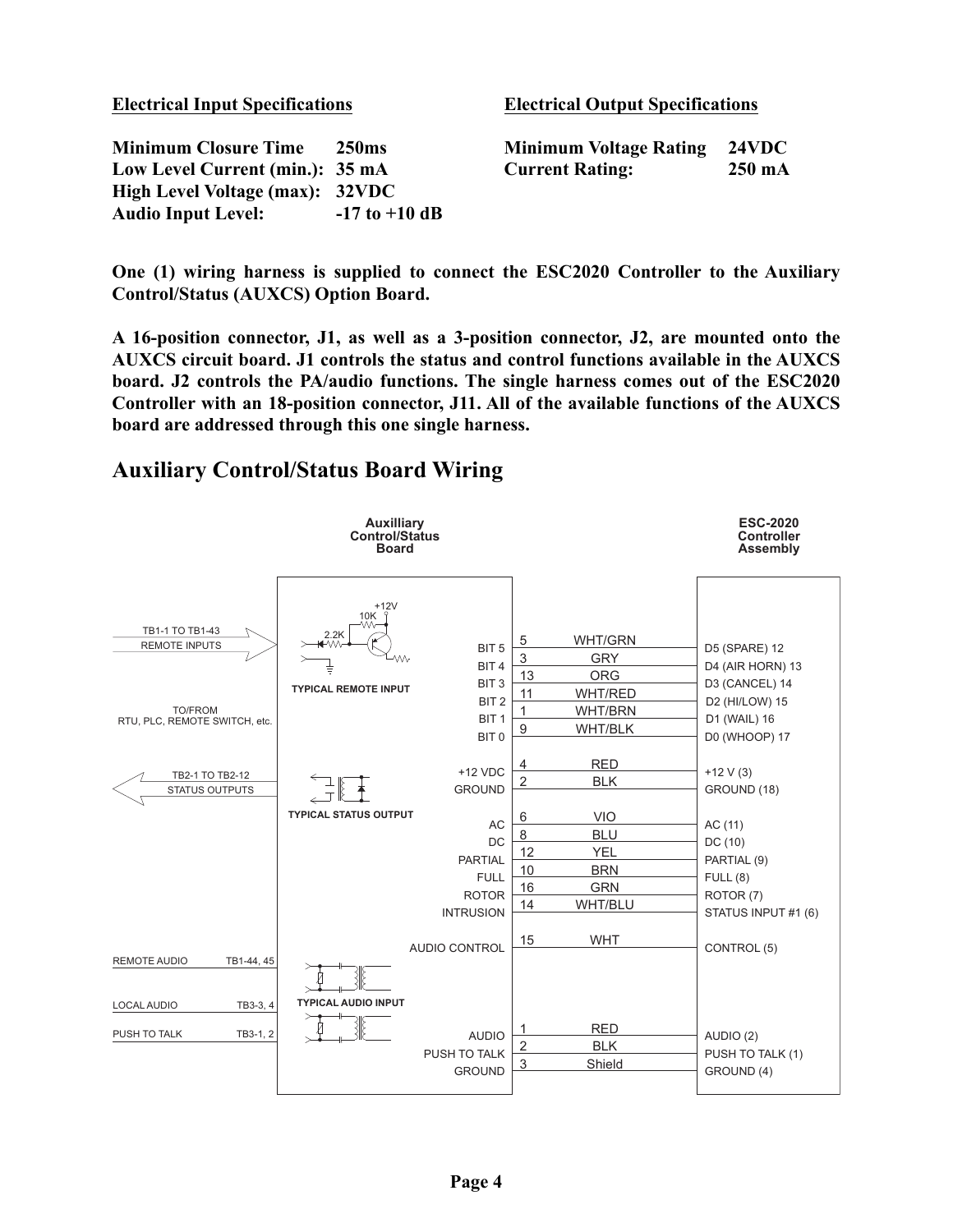**Electrical Input Specifications**

| | |
|---|---|
| **Minimum Closure Time** | **250ms** |
| **Low Level Current (min.):** | **35 mA** |
| **High Level Voltage (max):** | **32VDC** |
| **Audio Input Level:** | **-17 to +10 dB** |

**Electrical Output Specifications**

| | |
|---|---|
| **Minimum Voltage Rating** | **24VDC** |
| **Current Rating:** | **250 mA** |

**One (1) wiring harness is supplied to connect the ESC2020 Controller to the Auxiliary Control/Status (AUXCS) Option Board.**

**A 16-position connector, J1, as well as a 3-position connector, J2, are mounted onto the AUXCS circuit board. J1 controls the status and control functions available in the AUXCS board. J2 controls the PA/audio functions. The single harness comes out of the ESC2020 Controller with an 18-position connector, J11. All of the available functions of the AUXCS board are addressed through this one single harness.**

## Auxiliary Control/Status Board Wiring

TB1-1 TO TB1-43 REMOTE INPUTS — TO/FROM RTU, PLC, REMOTE SWITCH, etc.

TB2-1 TO TB2-12 STATUS OUTPUTS

REMOTE AUDIO TB1-44, 45

LOCAL AUDIO TB3-3, 4

PUSH TO TALK TB3-1, 2

TYPICAL REMOTE INPUT (+12V, 10K, 2.2K) — TYPICAL STATUS OUTPUT — TYPICAL AUDIO INPUT

| Auxilliary Control/Status Board | Pin | Wire | ESC-2020 Controller Assembly |
|---|---|---|---|
| BIT 5 | 5 | WHT/GRN | D5 (SPARE) 12 |
| BIT 4 | 3 | GRY | D4 (AIR HORN) 13 |
| BIT 3 | 13 | ORG | D3 (CANCEL) 14 |
| BIT 2 | 11 | WHT/RED | D2 (HI/LOW) 15 |
| BIT 1 | 1 | WHT/BRN | D1 (WAIL) 16 |
| BIT 0 | 9 | WHT/BLK | D0 (WHOOP) 17 |
| +12 VDC | 4 | RED | +12 V (3) |
| GROUND | 2 | BLK | GROUND (18) |
| AC | 6 | VIO | AC (11) |
| DC | 8 | BLU | DC (10) |
| PARTIAL | 12 | YEL | PARTIAL (9) |
| FULL | 10 | BRN | FULL (8) |
| ROTOR | 16 | GRN | ROTOR (7) |
| INTRUSION | 14 | WHT/BLU | STATUS INPUT #1 (6) |
| AUDIO CONTROL | 15 | WHT | CONTROL (5) |
| AUDIO | 1 | RED | AUDIO (2) |
| PUSH TO TALK | 2 | BLK | PUSH TO TALK (1) |
| GROUND | 3 | Shield | GROUND (4) |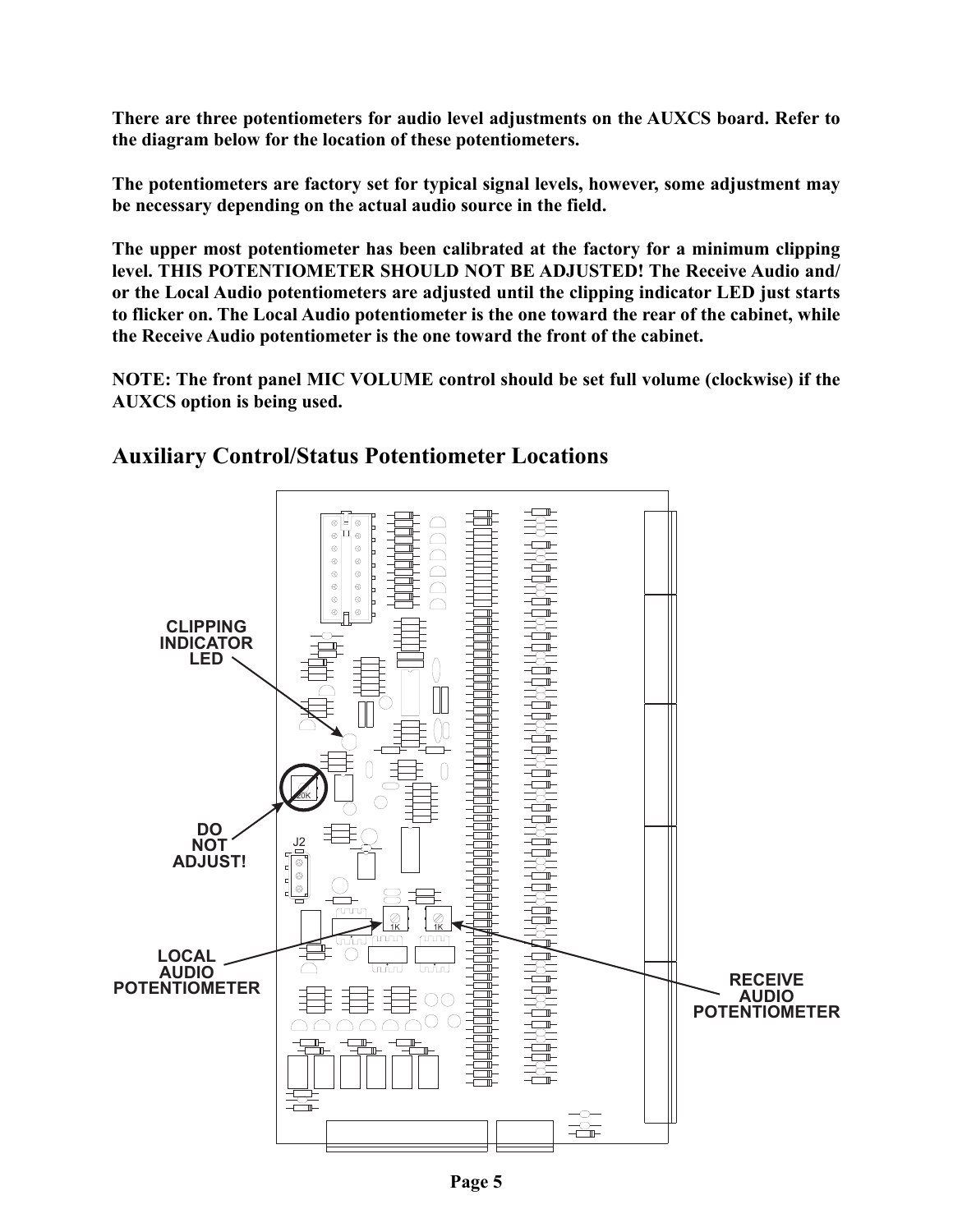**There are three potentiometers for audio level adjustments on the AUXCS board. Refer to the diagram below for the location of these potentiometers.**

**The potentiometers are factory set for typical signal levels, however, some adjustment may be necessary depending on the actual audio source in the field.**

**The upper most potentiometer has been calibrated at the factory for a minimum clipping level. THIS POTENTIOMETER SHOULD NOT BE ADJUSTED! The Receive Audio and/or the Local Audio potentiometers are adjusted until the clipping indicator LED just starts to flicker on. The Local Audio potentiometer is the one toward the rear of the cabinet, while the Receive Audio potentiometer is the one toward the front of the cabinet.**

**NOTE: The front panel MIC VOLUME control should be set full volume (clockwise) if the AUXCS option is being used.**

## Auxiliary Control/Status Potentiometer Locations

CLIPPING INDICATOR LED

DO NOT ADJUST!

20K

J2

1K

1K

LOCAL AUDIO POTENTIOMETER

RECEIVE AUDIO POTENTIOMETER